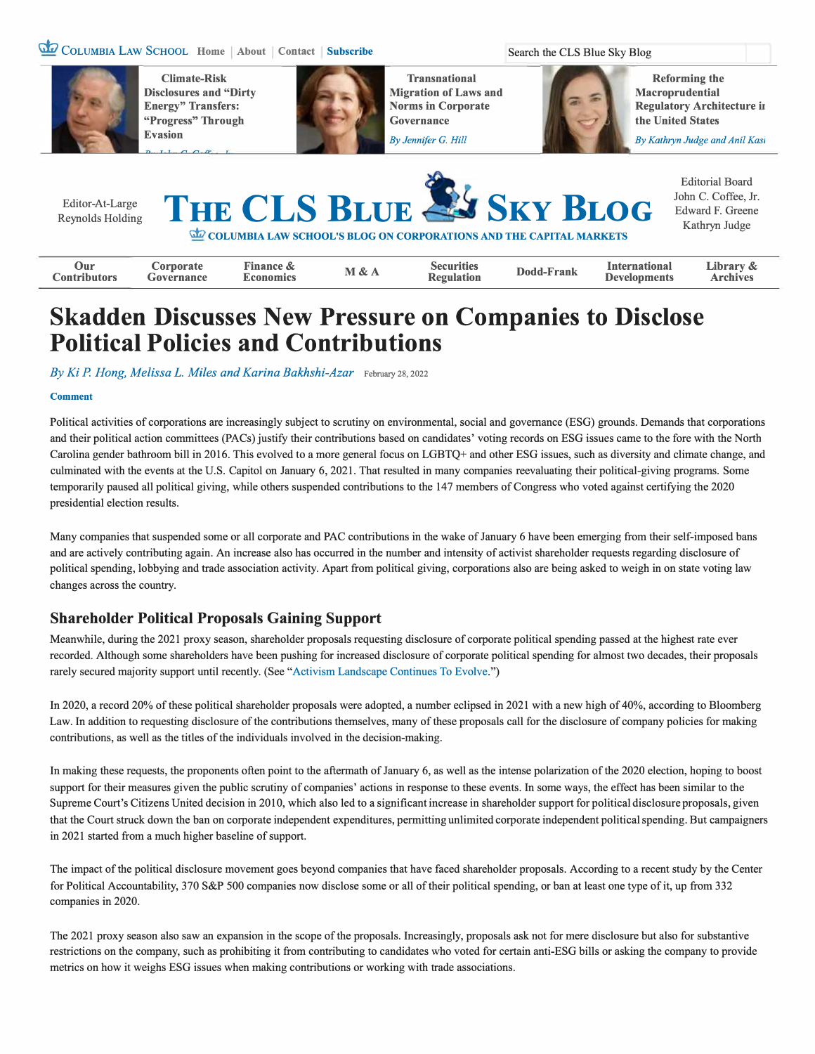# Skadden Discusses New Pressure on Companies to Disclose Political Policies and Contributions

*By Ki P. Hong, Melissa L. Miles and Karina Bakhshi-Azar* February 28, 2022

Political activities of corporations are increasingly subject to scrutiny on environmental, social and governance (ESG) grounds. Demands that corporations and their political action committees (PACs) justify their contributions based on candidates' voting records on ESG issues came to the fore with the North Carolina gender bathroom bill in 2016. This evolved to a more general focus on LGBTQ+ and other ESG issues, such as diversity and climate change, and culminated with the events at the U.S. Capitol on January 6, 2021. That resulted in many companies reevaluating their political-giving programs. Some temporarily paused all political giving, while others suspended contributions to the 147 members of Congress who voted against certifying the 2020 presidential election results.

Many companies that suspended some or all corporate and PAC contributions in the wake of January 6 have been emerging from their self-imposed bans and are actively contributing again. An increase also has occurred in the number and intensity of activist shareholder requests regarding disclosure of political spending, lobbying and trade association activity. Apart from political giving, corporations also are being asked to weigh in on state voting law changes across the country.

## Shareholder Political Proposals Gaining Support

Meanwhile, during the 2021 proxy season, shareholder proposals requesting disclosure of corporate political spending passed at the highest rate ever recorded. Although some shareholders have been pushing for increased disclosure of corporate political spending for almost two decades, their proposals rarely secured majority support until recently. (See "Activism Landscape Continues To Evolve.")

In 2020, a record 20% of these political shareholder proposals were adopted, a number eclipsed in 2021 with a new high of 40%, according to Bloomberg Law. In addition to requesting disclosure of the contributions themselves, many of these proposals call for the disclosure of company policies for making contributions, as well as the titles of the individuals involved in the decision-making.

In making these requests, the proponents often point to the aftermath of January 6, as well as the intense polarization of the 2020 election, hoping to boost support for their measures given the public scrutiny of companies' actions in response to these events. In some ways, the effect has been similar to the Supreme Court's Citizens United decision in 2010, which also led to a significant increase in shareholder support for political disclosure proposals, given that the Court struck down the ban on corporate independent expenditures, permitting unlimited corporate independent political spending. But campaigners in 2021 started from a much higher baseline of support.

The impact of the political disclosure movement goes beyond companies that have faced shareholder proposals. According to a recent study by the Center for Political Accountability, 370 S&P 500 companies now disclose some or all of their political spending, or ban at least one type of it, up from 332 companies in 2020.

The 2021 proxy season also saw an expansion in the scope of the proposals. Increasingly, proposals ask not for mere disclosure but also for substantive restrictions on the company, such as prohibiting it from contributing to candidates who voted for certain anti-ESG bills or asking the company to provide metrics on how it weighs ESG issues when making contributions or working with trade associations.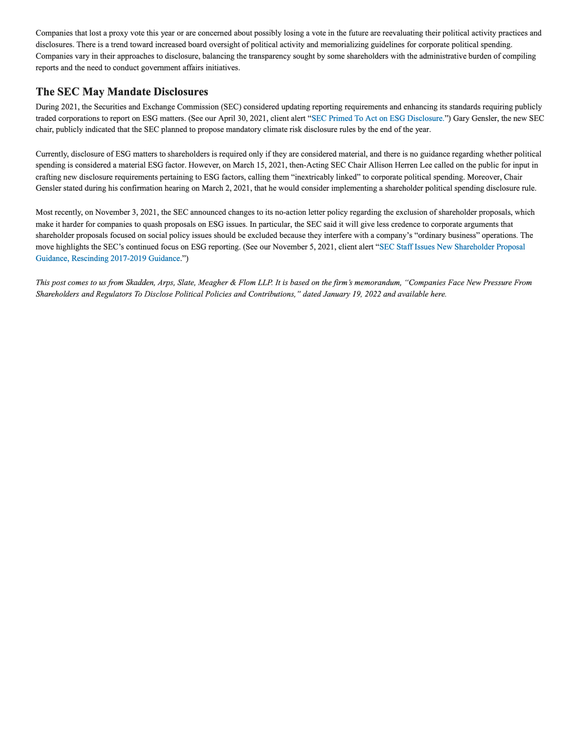Companies that lost a proxy vote this year or are concerned about possibly losing a vote in the future are reevaluating their political activity practices and disclosures. There is a trend toward increased board oversight of political activity and memorializing guidelines for corporate political spending. Companies vary in their approaches to disclosure, balancing the transparency sought by some shareholders with the administrative burden of compiling reports and the need to conduct government affairs initiatives.

## The SEC May Mandate Disclosures

During 2021, the Securities and Exchange Commission (SEC) considered updating reporting requirements and enhancing its standards requiring publicly traded corporations to report on ESG matters. (See our April 30, 2021, client alert "SEC Primed To Act on ESG Disclosure.") Gary Gensler, the new SEC chair, publicly indicated that the SEC planned to propose mandatory climate risk disclosure rules by the end of the year.

Currently, disclosure of ESG matters to shareholders is required only if they are considered material, and there is no guidance regarding whether political spending is considered a material ESG factor. However, on March 15, 2021, then-Acting SEC Chair Allison Herren Lee called on the public for input in crafting new disclosure requirements pertaining to ESG factors, calling them "inextricably linked" to corporate political spending. Moreover, Chair Gensler stated during his confirmation hearing on March 2, 2021, that he would consider implementing a shareholder political spending disclosure rule.

Most recently, on November 3, 2021, the SEC announced changes to its no-action letter policy regarding the exclusion of shareholder proposals, which make it harder for companies to quash proposals on ESG issues. In particular, the SEC said it will give less credence to corporate arguments that shareholder proposals focused on social policy issues should be excluded because they interfere with a company's "ordinary business" operations. The move highlights the SEC's continued focus on ESG reporting. (See our November 5, 2021, client alert "SEC Staff Issues New Shareholder Proposal Guidance, Rescinding 2017-2019 Guidance.")

*This post comes to us from Skadden, Arps, Slate, Meagher & Flom LLP. It is based on the firm's memorandum, "Companies Face New Pressure From Shareholders and Regulators To Disclose Political Policies and Contributions," dated January 19, 2022 and available here.*